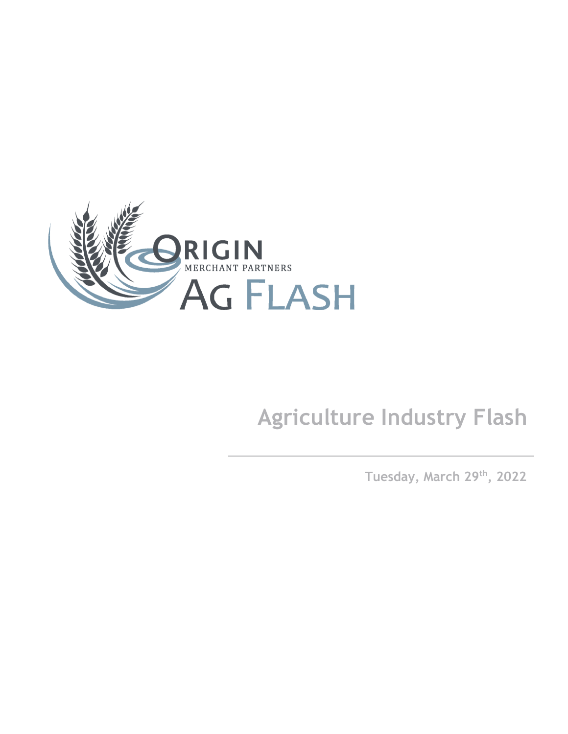ORIGIN
MERCHANT PARTNERS
AG FLASH

# Agriculture Industry Flash

Tuesday, March 29th, 2022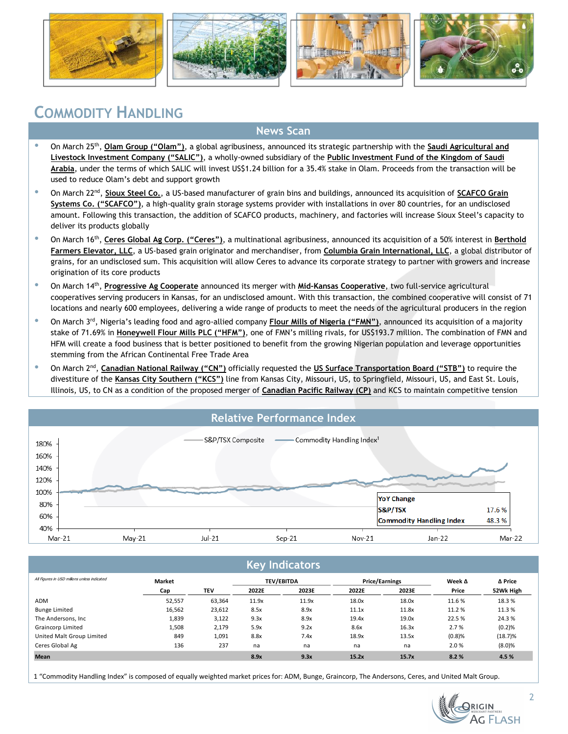# Commodity Handling

## News Scan

- On March 25th, **Olam Group ("Olam")**, a global agribusiness, announced its strategic partnership with the **Saudi Agricultural and Livestock Investment Company ("SALIC")**, a wholly-owned subsidiary of the **Public Investment Fund of the Kingdom of Saudi Arabia**, under the terms of which SALIC will invest US$1.24 billion for a 35.4% stake in Olam. Proceeds from the transaction will be used to reduce Olam's debt and support growth
- On March 22nd, **Sioux Steel Co.**, a US-based manufacturer of grain bins and buildings, announced its acquisition of **SCAFCO Grain Systems Co. ("SCAFCO")**, a high-quality grain storage systems provider with installations in over 80 countries, for an undisclosed amount. Following this transaction, the addition of SCAFCO products, machinery, and factories will increase Sioux Steel's capacity to deliver its products globally
- On March 16th, **Ceres Global Ag Corp. ("Ceres")**, a multinational agribusiness, announced its acquisition of a 50% interest in **Berthold Farmers Elevator, LLC**, a US-based grain originator and merchandiser, from **Columbia Grain International, LLC**, a global distributor of grains, for an undisclosed sum. This acquisition will allow Ceres to advance its corporate strategy to partner with growers and increase origination of its core products
- On March 14th, **Progressive Ag Cooperate** announced its merger with **Mid-Kansas Cooperative**, two full-service agricultural cooperatives serving producers in Kansas, for an undisclosed amount. With this transaction, the combined cooperative will consist of 71 locations and nearly 600 employees, delivering a wide range of products to meet the needs of the agricultural producers in the region
- On March 3rd, Nigeria's leading food and agro-allied company **Flour Mills of Nigeria ("FMN")**, announced its acquisition of a majority stake of 71.69% in **Honeywell Flour Mills PLC ("HFM")**, one of FMN's milling rivals, for US$193.7 million. The combination of FMN and HFM will create a food business that is better positioned to benefit from the growing Nigerian population and leverage opportunities stemming from the African Continental Free Trade Area
- On March 2nd, **Canadian National Railway ("CN")** officially requested the **US Surface Transportation Board ("STB")** to require the divestiture of the **Kansas City Southern ("KCS")** line from Kansas City, Missouri, US, to Springfield, Missouri, US, and East St. Louis, Illinois, US, to CN as a condition of the proposed merger of **Canadian Pacific Railway (CP)** and KCS to maintain competitive tension

## Relative Performance Index

S&P/TSX Composite — Commodity Handling Index[1]

| YoY Change | |
|---|---|
| S&P/TSX | 17.6 % |
| Commodity Handling Index | 48.3 % |

## Key Indicators

*All Figures in USD millions unless indicated*

| | Market Cap | TEV | TEV/EBITDA 2022E | TEV/EBITDA 2023E | Price/Earnings 2022E | Price/Earnings 2023E | Week Δ Price | Δ Price 52Wk High |
|---|---|---|---|---|---|---|---|---|
| ADM | 52,557 | 63,364 | 11.9x | 11.9x | 18.0x | 18.0x | 11.6 % | 18.3 % |
| Bunge Limited | 16,562 | 23,612 | 8.5x | 8.9x | 11.1x | 11.8x | 11.2 % | 11.3 % |
| The Andersons, Inc | 1,839 | 3,122 | 9.3x | 8.9x | 19.4x | 19.0x | 22.5 % | 24.3 % |
| Graincorp Limited | 1,508 | 2,179 | 5.9x | 9.2x | 8.6x | 16.3x | 2.7 % | (0.2)% |
| United Malt Group Limited | 849 | 1,091 | 8.8x | 7.4x | 18.9x | 13.5x | (0.8)% | (18.7)% |
| Ceres Global Ag | 136 | 237 | na | na | na | na | 2.0 % | (8.0)% |
| **Mean** | | | **8.9x** | **9.3x** | **15.2x** | **15.7x** | **8.2 %** | **4.5 %** |

1 "Commodity Handling Index" is composed of equally weighted market prices for: ADM, Bunge, Graincorp, The Andersons, Ceres, and United Malt Group.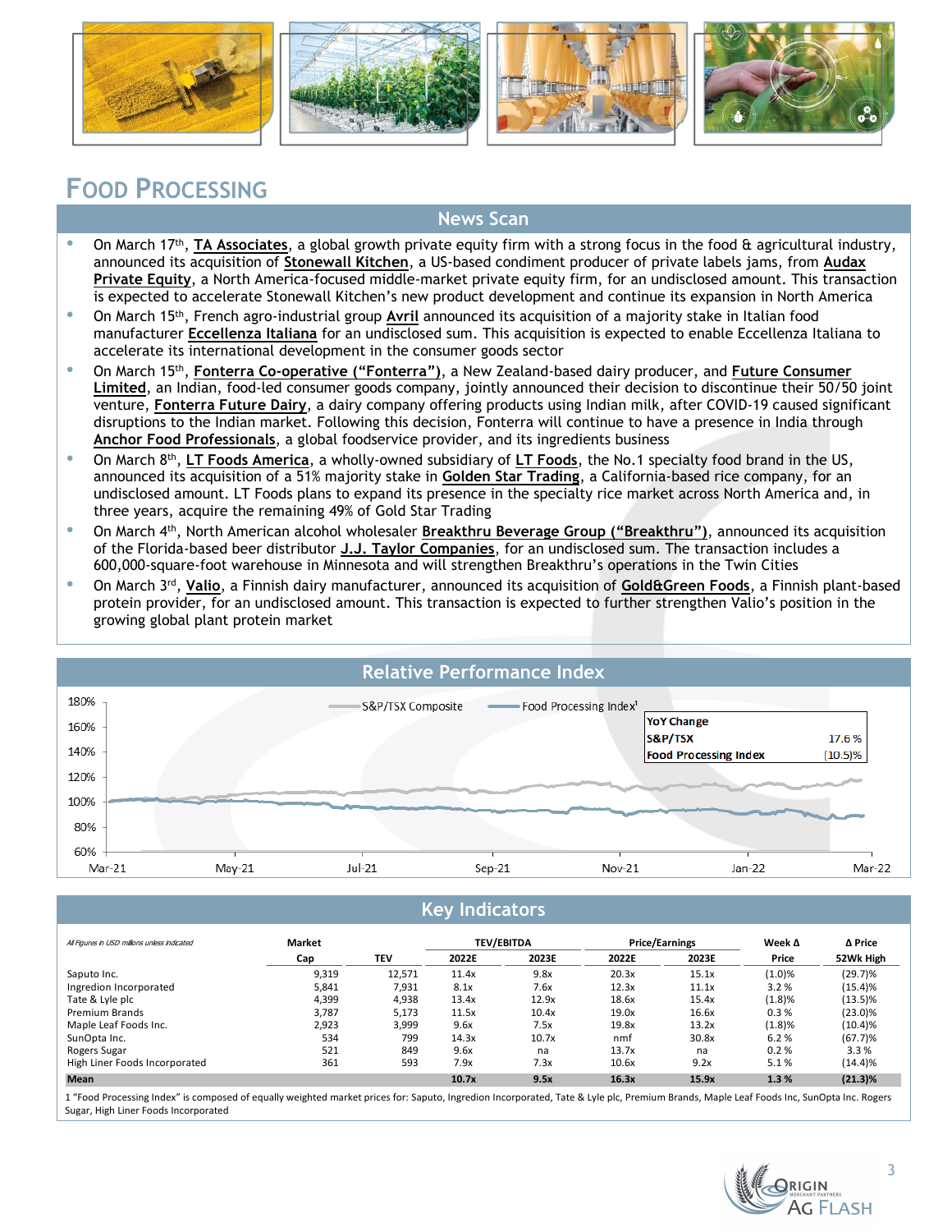# Food Processing

## News Scan

- On March 17th, **TA Associates**, a global growth private equity firm with a strong focus in the food & agricultural industry, announced its acquisition of **Stonewall Kitchen**, a US-based condiment producer of private labels jams, from **Audax Private Equity**, a North America-focused middle-market private equity firm, for an undisclosed amount. This transaction is expected to accelerate Stonewall Kitchen's new product development and continue its expansion in North America
- On March 15th, French agro-industrial group **Avril** announced its acquisition of a majority stake in Italian food manufacturer **Eccellenza Italiana** for an undisclosed sum. This acquisition is expected to enable Eccellenza Italiana to accelerate its international development in the consumer goods sector
- On March 15th, **Fonterra Co-operative ("Fonterra")**, a New Zealand-based dairy producer, and **Future Consumer Limited**, an Indian, food-led consumer goods company, jointly announced their decision to discontinue their 50/50 joint venture, **Fonterra Future Dairy**, a dairy company offering products using Indian milk, after COVID-19 caused significant disruptions to the Indian market. Following this decision, Fonterra will continue to have a presence in India through **Anchor Food Professionals**, a global foodservice provider, and its ingredients business
- On March 8th, **LT Foods America**, a wholly-owned subsidiary of **LT Foods**, the No.1 specialty food brand in the US, announced its acquisition of a 51% majority stake in **Golden Star Trading**, a California-based rice company, for an undisclosed amount. LT Foods plans to expand its presence in the specialty rice market across North America and, in three years, acquire the remaining 49% of Gold Star Trading
- On March 4th, North American alcohol wholesaler **Breakthru Beverage Group ("Breakthru")**, announced its acquisition of the Florida-based beer distributor **J.J. Taylor Companies**, for an undisclosed sum. The transaction includes a 600,000-square-foot warehouse in Minnesota and will strengthen Breakthru's operations in the Twin Cities
- On March 3rd, **Valio**, a Finnish dairy manufacturer, announced its acquisition of **Gold&Green Foods**, a Finnish plant-based protein provider, for an undisclosed amount. This transaction is expected to further strengthen Valio's position in the growing global plant protein market

## Relative Performance Index

Legend: S&P/TSX Composite; Food Processing Index[1]

| YoY Change | |
|---|---|
| S&P/TSX | 17.6 % |
| Food Processing Index | (10.5)% |

## Key Indicators

| *All Figures in USD millions unless indicated* | Market Cap | TEV | TEV/EBITDA 2022E | TEV/EBITDA 2023E | Price/Earnings 2022E | Price/Earnings 2023E | Week Δ Price | Δ Price 52Wk High |
|---|---|---|---|---|---|---|---|---|
| Saputo Inc. | 9,319 | 12,571 | 11.4x | 9.8x | 20.3x | 15.1x | (1.0)% | (29.7)% |
| Ingredion Incorporated | 5,841 | 7,931 | 8.1x | 7.6x | 12.3x | 11.1x | 3.2 % | (15.4)% |
| Tate & Lyle plc | 4,399 | 4,938 | 13.4x | 12.9x | 18.6x | 15.4x | (1.8)% | (13.5)% |
| Premium Brands | 3,787 | 5,173 | 11.5x | 10.4x | 19.0x | 16.6x | 0.3 % | (23.0)% |
| Maple Leaf Foods Inc. | 2,923 | 3,999 | 9.6x | 7.5x | 19.8x | 13.2x | (1.8)% | (10.4)% |
| SunOpta Inc. | 534 | 799 | 14.3x | 10.7x | nmf | 30.8x | 6.2 % | (67.7)% |
| Rogers Sugar | 521 | 849 | 9.6x | na | 13.7x | na | 0.2 % | 3.3 % |
| High Liner Foods Incorporated | 361 | 593 | 7.9x | 7.3x | 10.6x | 9.2x | 5.1 % | (14.4)% |
| **Mean** | | | **10.7x** | **9.5x** | **16.3x** | **15.9x** | **1.3 %** | **(21.3)%** |

1 "Food Processing Index" is composed of equally weighted market prices for: Saputo, Ingredion Incorporated, Tate & Lyle plc, Premium Brands, Maple Leaf Foods Inc, SunOpta Inc. Rogers Sugar, High Liner Foods Incorporated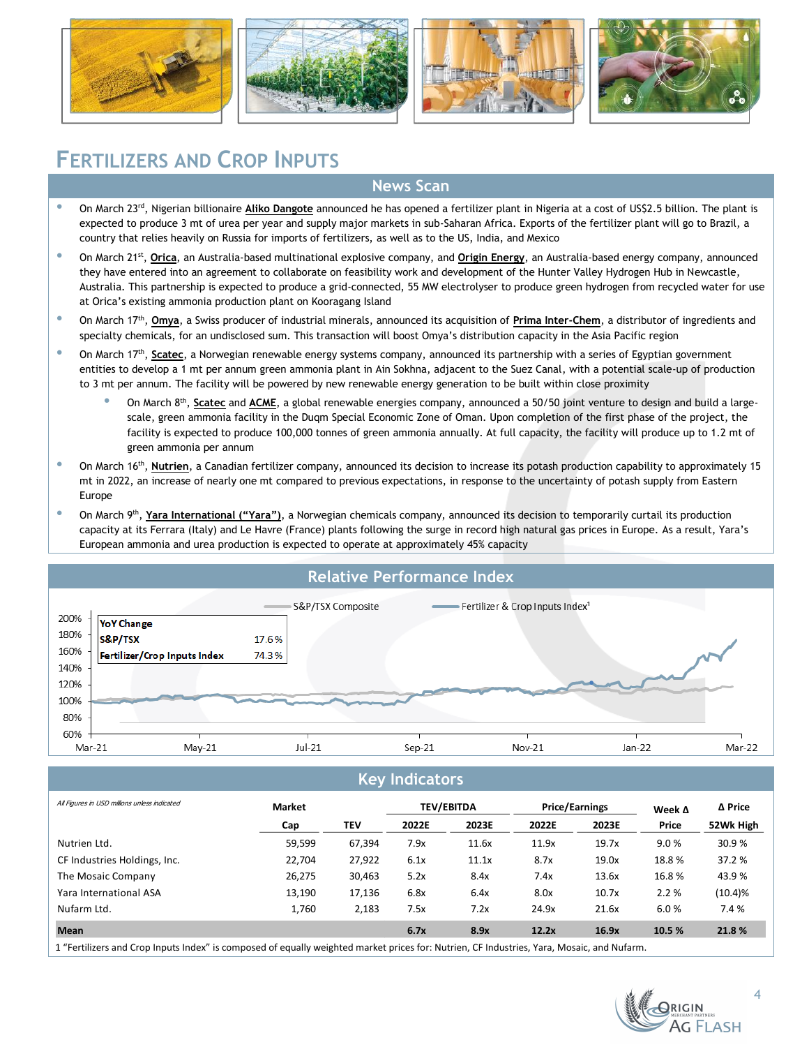# Fertilizers and Crop Inputs

## News Scan

- On March 23rd, Nigerian billionaire **Aliko Dangote** announced he has opened a fertilizer plant in Nigeria at a cost of US$2.5 billion. The plant is expected to produce 3 mt of urea per year and supply major markets in sub-Saharan Africa. Exports of the fertilizer plant will go to Brazil, a country that relies heavily on Russia for imports of fertilizers, as well as to the US, India, and Mexico
- On March 21st, **Orica**, an Australia-based multinational explosive company, and **Origin Energy**, an Australia-based energy company, announced they have entered into an agreement to collaborate on feasibility work and development of the Hunter Valley Hydrogen Hub in Newcastle, Australia. This partnership is expected to produce a grid-connected, 55 MW electrolyser to produce green hydrogen from recycled water for use at Orica's existing ammonia production plant on Kooragang Island
- On March 17th, **Omya**, a Swiss producer of industrial minerals, announced its acquisition of **Prima Inter-Chem**, a distributor of ingredients and specialty chemicals, for an undisclosed sum. This transaction will boost Omya's distribution capacity in the Asia Pacific region
- On March 17th, **Scatec**, a Norwegian renewable energy systems company, announced its partnership with a series of Egyptian government entities to develop a 1 mt per annum green ammonia plant in Ain Sokhna, adjacent to the Suez Canal, with a potential scale-up of production to 3 mt per annum. The facility will be powered by new renewable energy generation to be built within close proximity
  - On March 8th, **Scatec** and **ACME**, a global renewable energies company, announced a 50/50 joint venture to design and build a large-scale, green ammonia facility in the Duqm Special Economic Zone of Oman. Upon completion of the first phase of the project, the facility is expected to produce 100,000 tonnes of green ammonia annually. At full capacity, the facility will produce up to 1.2 mt of green ammonia per annum
- On March 16th, **Nutrien**, a Canadian fertilizer company, announced its decision to increase its potash production capability to approximately 15 mt in 2022, an increase of nearly one mt compared to previous expectations, in response to the uncertainty of potash supply from Eastern Europe
- On March 9th, **Yara International ("Yara")**, a Norwegian chemicals company, announced its decision to temporarily curtail its production capacity at its Ferrara (Italy) and Le Havre (France) plants following the surge in record high natural gas prices in Europe. As a result, Yara's European ammonia and urea production is expected to operate at approximately 45% capacity

## Relative Performance Index

| YoY Change | |
|---|---|
| S&P/TSX | 17.6 % |
| Fertilizer/Crop Inputs Index | 74.3 % |

## Key Indicators

*All Figures in USD millions unless indicated*

| | Market Cap | TEV | TEV/EBITDA 2022E | TEV/EBITDA 2023E | Price/Earnings 2022E | Price/Earnings 2023E | Week Δ Price | Δ Price 52Wk High |
|---|---|---|---|---|---|---|---|---|
| Nutrien Ltd. | 59,599 | 67,394 | 7.9x | 11.6x | 11.9x | 19.7x | 9.0 % | 30.9 % |
| CF Industries Holdings, Inc. | 22,704 | 27,922 | 6.1x | 11.1x | 8.7x | 19.0x | 18.8 % | 37.2 % |
| The Mosaic Company | 26,275 | 30,463 | 5.2x | 8.4x | 7.4x | 13.6x | 16.8 % | 43.9 % |
| Yara International ASA | 13,190 | 17,136 | 6.8x | 6.4x | 8.0x | 10.7x | 2.2 % | (10.4)% |
| Nufarm Ltd. | 1,760 | 2,183 | 7.5x | 7.2x | 24.9x | 21.6x | 6.0 % | 7.4 % |
| **Mean** | | | **6.7x** | **8.9x** | **12.2x** | **16.9x** | **10.5 %** | **21.8 %** |

1 "Fertilizers and Crop Inputs Index" is composed of equally weighted market prices for: Nutrien, CF Industries, Yara, Mosaic, and Nufarm.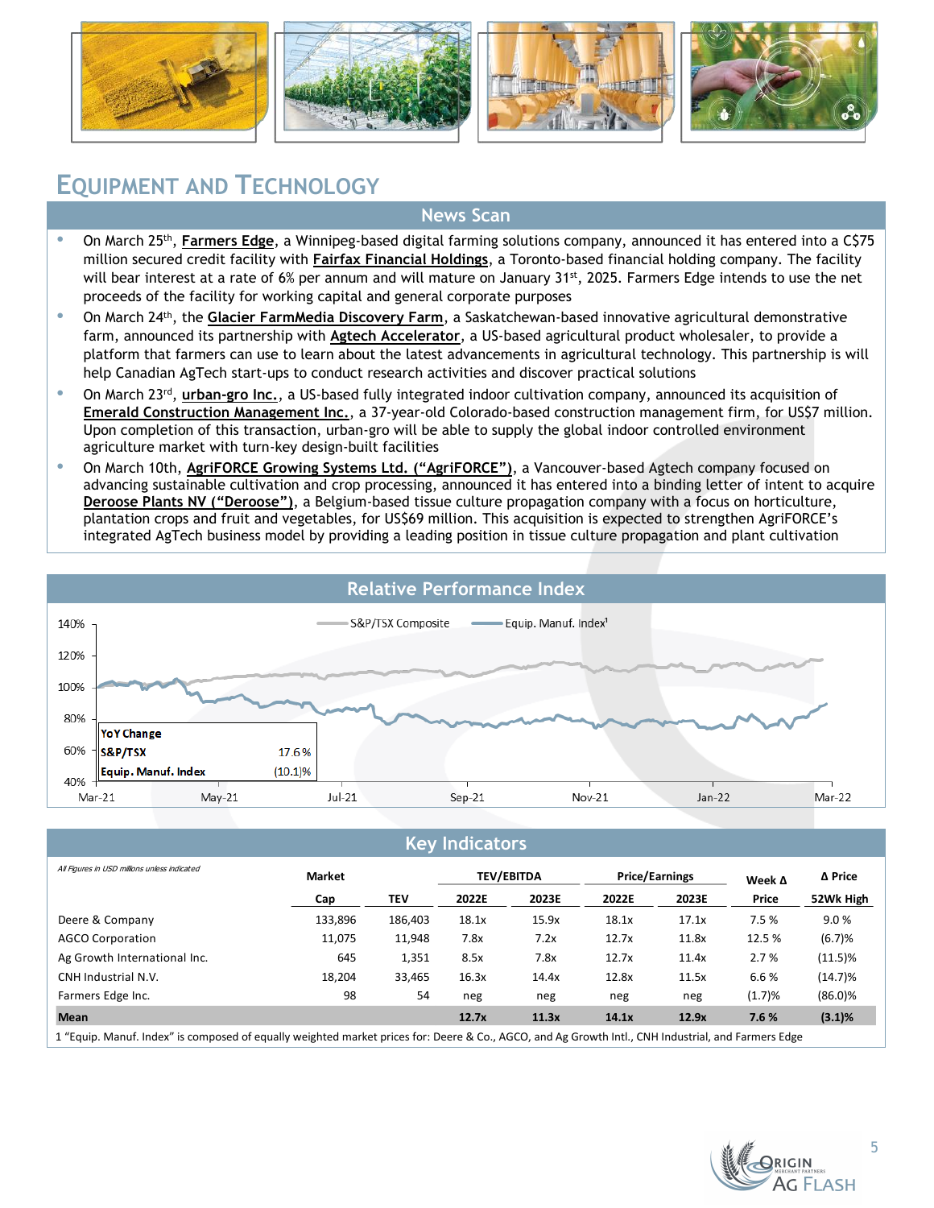# Equipment and Technology

## News Scan

- On March 25th, **Farmers Edge**, a Winnipeg-based digital farming solutions company, announced it has entered into a C$75 million secured credit facility with **Fairfax Financial Holdings**, a Toronto-based financial holding company. The facility will bear interest at a rate of 6% per annum and will mature on January 31st, 2025. Farmers Edge intends to use the net proceeds of the facility for working capital and general corporate purposes
- On March 24th, the **Glacier FarmMedia Discovery Farm**, a Saskatchewan-based innovative agricultural demonstrative farm, announced its partnership with **Agtech Accelerator**, a US-based agricultural product wholesaler, to provide a platform that farmers can use to learn about the latest advancements in agricultural technology. This partnership is will help Canadian AgTech start-ups to conduct research activities and discover practical solutions
- On March 23rd, **urban-gro Inc.**, a US-based fully integrated indoor cultivation company, announced its acquisition of **Emerald Construction Management Inc.**, a 37-year-old Colorado-based construction management firm, for US$7 million. Upon completion of this transaction, urban-gro will be able to supply the global indoor controlled environment agriculture market with turn-key design-built facilities
- On March 10th, **AgriFORCE Growing Systems Ltd. (“AgriFORCE”)**, a Vancouver-based Agtech company focused on advancing sustainable cultivation and crop processing, announced it has entered into a binding letter of intent to acquire **Deroose Plants NV (“Deroose”)**, a Belgium-based tissue culture propagation company with a focus on horticulture, plantation crops and fruit and vegetables, for US$69 million. This acquisition is expected to strengthen AgriFORCE’s integrated AgTech business model by providing a leading position in tissue culture propagation and plant cultivation

## Relative Performance Index

Legend: S&P/TSX Composite; Equip. Manuf. Index[1]

| YoY Change | |
|---|---|
| S&P/TSX | 17.6 % |
| Equip. Manuf. Index | (10.1)% |

## Key Indicators

*All Figures in USD millions unless indicated*

| | Market Cap | TEV | TEV/EBITDA 2022E | TEV/EBITDA 2023E | Price/Earnings 2022E | Price/Earnings 2023E | Week Δ Price | Δ Price 52Wk High |
|---|---|---|---|---|---|---|---|---|
| Deere & Company | 133,896 | 186,403 | 18.1x | 15.9x | 18.1x | 17.1x | 7.5 % | 9.0 % |
| AGCO Corporation | 11,075 | 11,948 | 7.8x | 7.2x | 12.7x | 11.8x | 12.5 % | (6.7)% |
| Ag Growth International Inc. | 645 | 1,351 | 8.5x | 7.8x | 12.7x | 11.4x | 2.7 % | (11.5)% |
| CNH Industrial N.V. | 18,204 | 33,465 | 16.3x | 14.4x | 12.8x | 11.5x | 6.6 % | (14.7)% |
| Farmers Edge Inc. | 98 | 54 | neg | neg | neg | neg | (1.7)% | (86.0)% |
| **Mean** | | | **12.7x** | **11.3x** | **14.1x** | **12.9x** | **7.6 %** | **(3.1)%** |

1 “Equip. Manuf. Index” is composed of equally weighted market prices for: Deere & Co., AGCO, and Ag Growth Intl., CNH Industrial, and Farmers Edge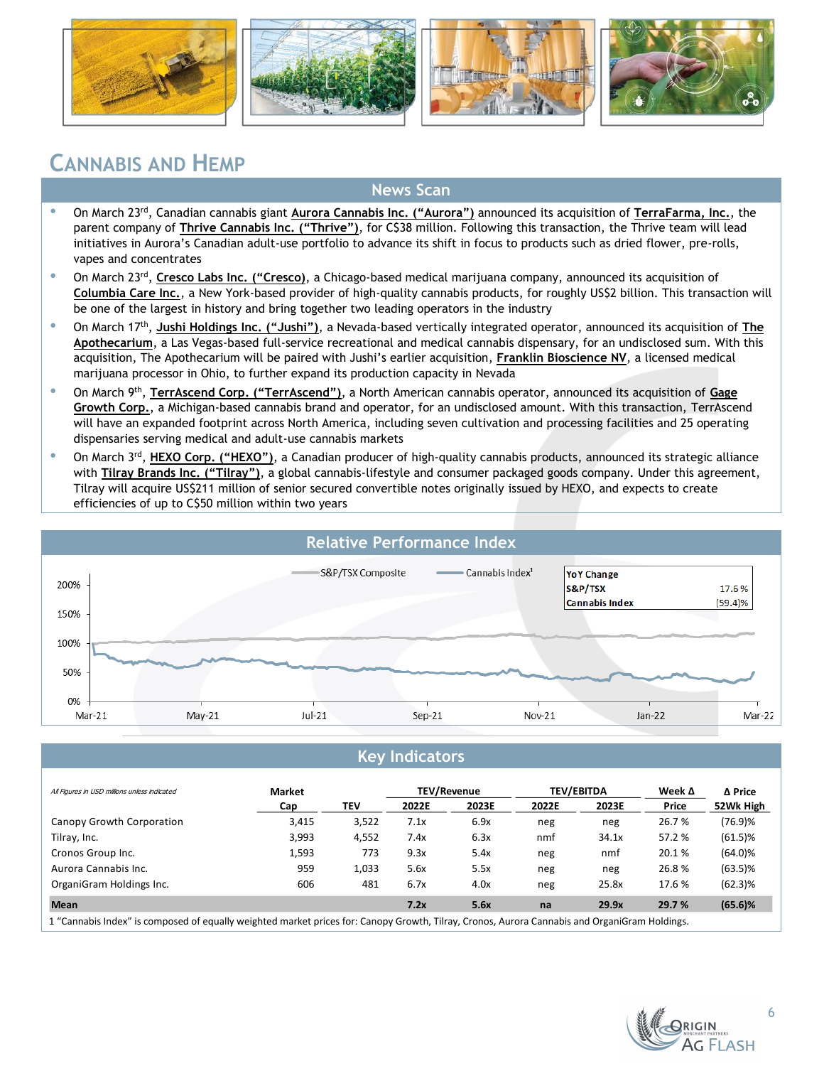# Cannabis and Hemp

## News Scan

- On March 23rd, Canadian cannabis giant **Aurora Cannabis Inc. (“Aurora”)** announced its acquisition of **TerraFarma, Inc.**, the parent company of **Thrive Cannabis Inc. (“Thrive”)**, for C$38 million. Following this transaction, the Thrive team will lead initiatives in Aurora’s Canadian adult-use portfolio to advance its shift in focus to products such as dried flower, pre-rolls, vapes and concentrates
- On March 23rd, **Cresco Labs Inc. (“Cresco)**, a Chicago-based medical marijuana company, announced its acquisition of **Columbia Care Inc.**, a New York-based provider of high-quality cannabis products, for roughly US$2 billion. This transaction will be one of the largest in history and bring together two leading operators in the industry
- On March 17th, **Jushi Holdings Inc. (“Jushi”)**, a Nevada-based vertically integrated operator, announced its acquisition of **The Apothecarium**, a Las Vegas-based full-service recreational and medical cannabis dispensary, for an undisclosed sum. With this acquisition, The Apothecarium will be paired with Jushi’s earlier acquisition, **Franklin Bioscience NV**, a licensed medical marijuana processor in Ohio, to further expand its production capacity in Nevada
- On March 9th, **TerrAscend Corp. (“TerrAscend”)**, a North American cannabis operator, announced its acquisition of **Gage Growth Corp.**, a Michigan-based cannabis brand and operator, for an undisclosed amount. With this transaction, TerrAscend will have an expanded footprint across North America, including seven cultivation and processing facilities and 25 operating dispensaries serving medical and adult-use cannabis markets
- On March 3rd, **HEXO Corp. (“HEXO”)**, a Canadian producer of high-quality cannabis products, announced its strategic alliance with **Tilray Brands Inc. (“Tilray”)**, a global cannabis-lifestyle and consumer packaged goods company. Under this agreement, Tilray will acquire US$211 million of senior secured convertible notes originally issued by HEXO, and expects to create efficiencies of up to C$50 million within two years

## Relative Performance Index

| YoY Change | |
|---|---|
| S&P/TSX | 17.5 % |
| Cannabis Index | (59.4)% |

Legend: S&P/TSX Composite; Cannabis Index[1]

## Key Indicators

*All Figures in USD millions unless indicated*

| | Market Cap | TEV | TEV/Revenue 2022E | TEV/Revenue 2023E | TEV/EBITDA 2022E | TEV/EBITDA 2023E | Week Δ Price | Δ Price 52Wk High |
|---|---|---|---|---|---|---|---|---|
| Canopy Growth Corporation | 3,415 | 3,522 | 7.1x | 6.9x | neg | neg | 26.7 % | (76.9)% |
| Tilray, Inc. | 3,993 | 4,552 | 7.4x | 6.3x | nmf | 34.1x | 57.2 % | (61.5)% |
| Cronos Group Inc. | 1,593 | 773 | 9.3x | 5.4x | neg | nmf | 20.1 % | (64.0)% |
| Aurora Cannabis Inc. | 959 | 1,033 | 5.6x | 5.5x | neg | neg | 26.8 % | (63.5)% |
| OrganiGram Holdings Inc. | 606 | 481 | 6.7x | 4.0x | neg | 25.8x | 17.6 % | (62.3)% |
| **Mean** | | | **7.2x** | **5.6x** | **na** | **29.9x** | **29.7 %** | **(65.6)%** |

1 “Cannabis Index” is composed of equally weighted market prices for: Canopy Growth, Tilray, Cronos, Aurora Cannabis and OrganiGram Holdings.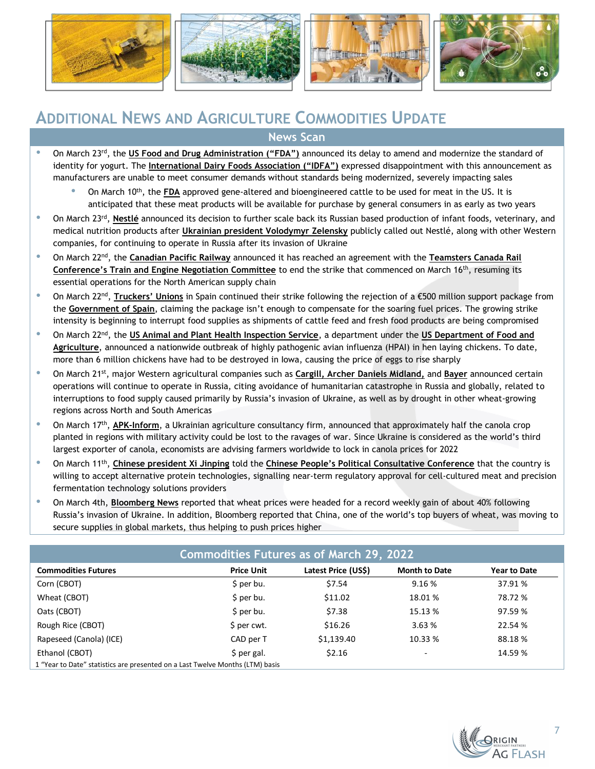# Additional News and Agriculture Commodities Update

## News Scan

- On March 23rd, the **US Food and Drug Administration ("FDA")** announced its delay to amend and modernize the standard of identity for yogurt. The **International Dairy Foods Association ("IDFA")** expressed disappointment with this announcement as manufacturers are unable to meet consumer demands without standards being modernized, severely impacting sales
  - On March 10th, the **FDA** approved gene-altered and bioengineered cattle to be used for meat in the US. It is anticipated that these meat products will be available for purchase by general consumers in as early as two years
- On March 23rd, **Nestlé** announced its decision to further scale back its Russian based production of infant foods, veterinary, and medical nutrition products after **Ukrainian president Volodymyr Zelensky** publicly called out Nestlé, along with other Western companies, for continuing to operate in Russia after its invasion of Ukraine
- On March 22nd, the **Canadian Pacific Railway** announced it has reached an agreement with the **Teamsters Canada Rail Conference's Train and Engine Negotiation Committee** to end the strike that commenced on March 16th, resuming its essential operations for the North American supply chain
- On March 22nd, **Truckers' Unions** in Spain continued their strike following the rejection of a €500 million support package from the **Government of Spain**, claiming the package isn't enough to compensate for the soaring fuel prices. The growing strike intensity is beginning to interrupt food supplies as shipments of cattle feed and fresh food products are being compromised
- On March 22nd, the **US Animal and Plant Health Inspection Service**, a department under the **US Department of Food and Agriculture**, announced a nationwide outbreak of highly pathogenic avian influenza (HPAI) in hen laying chickens. To date, more than 6 million chickens have had to be destroyed in Iowa, causing the price of eggs to rise sharply
- On March 21st, major Western agricultural companies such as **Cargill, Archer Daniels Midland,** and **Bayer** announced certain operations will continue to operate in Russia, citing avoidance of humanitarian catastrophe in Russia and globally, related to interruptions to food supply caused primarily by Russia's invasion of Ukraine, as well as by drought in other wheat-growing regions across North and South Americas
- On March 17th, **APK-Inform**, a Ukrainian agriculture consultancy firm, announced that approximately half the canola crop planted in regions with military activity could be lost to the ravages of war. Since Ukraine is considered as the world's third largest exporter of canola, economists are advising farmers worldwide to lock in canola prices for 2022
- On March 11th, **Chinese president Xi Jinping** told the **Chinese People's Political Consultative Conference** that the country is willing to accept alternative protein technologies, signalling near-term regulatory approval for cell-cultured meat and precision fermentation technology solutions providers
- On March 4th, **Bloomberg News** reported that wheat prices were headed for a record weekly gain of about 40% following Russia's invasion of Ukraine. In addition, Bloomberg reported that China, one of the world's top buyers of wheat, was moving to secure supplies in global markets, thus helping to push prices higher

## Commodities Futures as of March 29, 2022

| Commodities Futures | Price Unit | Latest Price (US$) | Month to Date | Year to Date |
|---|---|---|---|---|
| Corn (CBOT) | $ per bu. | $7.54 | 9.16 % | 37.91 % |
| Wheat (CBOT) | $ per bu. | $11.02 | 18.01 % | 78.72 % |
| Oats (CBOT) | $ per bu. | $7.38 | 15.13 % | 97.59 % |
| Rough Rice (CBOT) | $ per cwt. | $16.26 | 3.63 % | 22.54 % |
| Rapeseed (Canola) (ICE) | CAD per T | $1,139.40 | 10.33 % | 88.18 % |
| Ethanol (CBOT) | $ per gal. | $2.16 | - | 14.59 % |

1 "Year to Date" statistics are presented on a Last Twelve Months (LTM) basis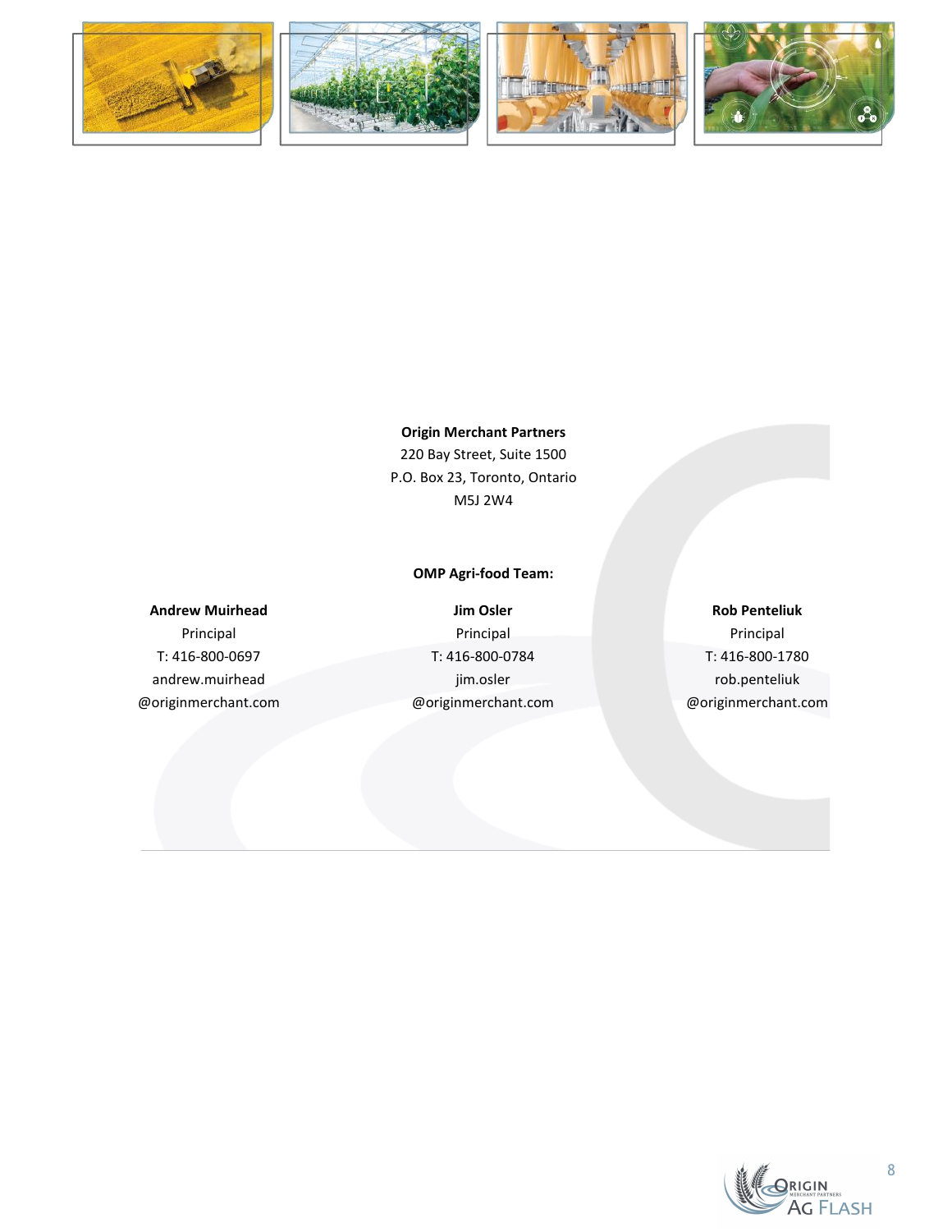**Origin Merchant Partners**
220 Bay Street, Suite 1500
P.O. Box 23, Toronto, Ontario
M5J 2W4

**OMP Agri-food Team:**

**Andrew Muirhead**
Principal
T: 416-800-0697
andrew.muirhead@originmerchant.com

**Jim Osler**
Principal
T: 416-800-0784
jim.osler@originmerchant.com

**Rob Penteliuk**
Principal
T: 416-800-1780
rob.penteliuk@originmerchant.com